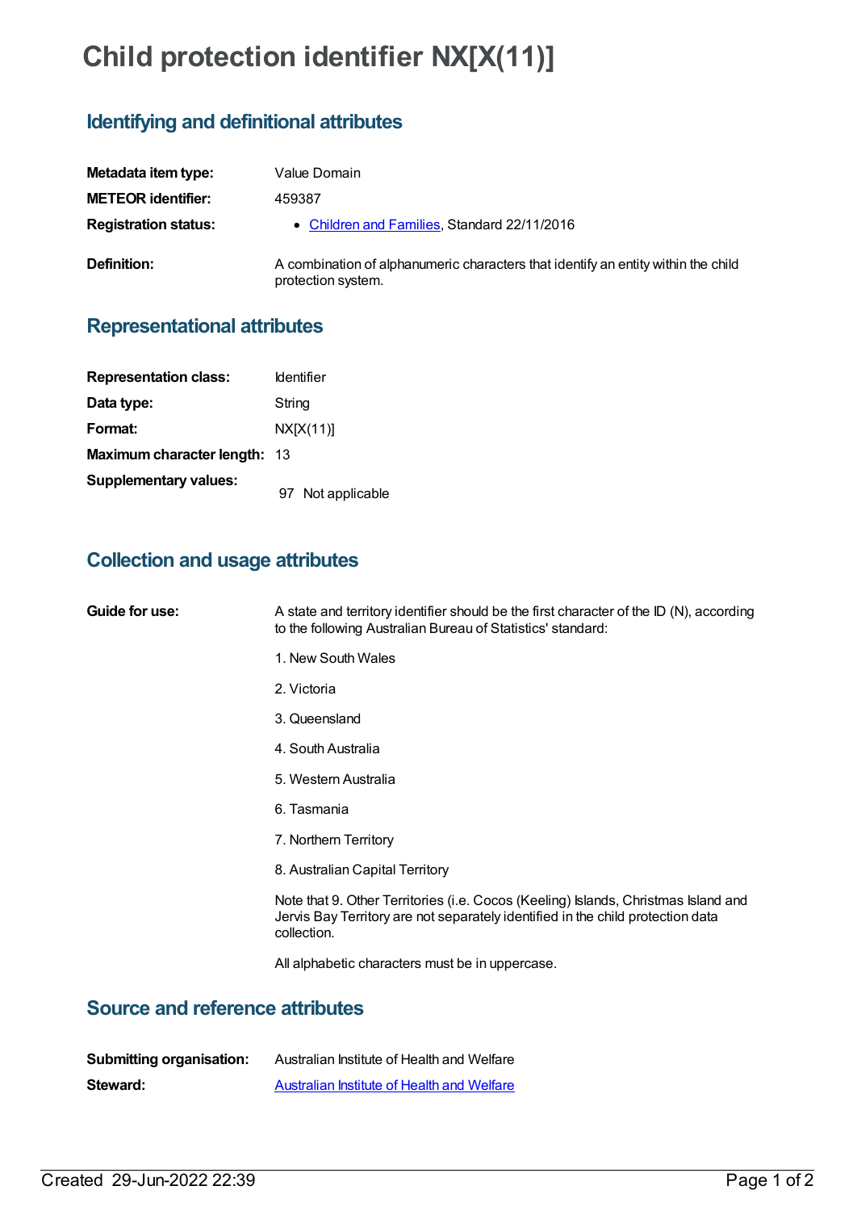# Child protection identifier NX[X(11)]

## Identifying and definitional attributes

| | |
|---|---|
| **Metadata item type:** | Value Domain |
| **METEOR identifier:** | 459387 |
| **Registration status:** | • Children and Families, Standard 22/11/2016 |
| **Definition:** | A combination of alphanumeric characters that identify an entity within the child protection system. |

## Representational attributes

| | |
|---|---|
| **Representation class:** | Identifier |
| **Data type:** | String |
| **Format:** | NX[X(11)] |
| **Maximum character length:** | 13 |
| **Supplementary values:** | 97 Not applicable |

## Collection and usage attributes

**Guide for use:**

A state and territory identifier should be the first character of the ID (N), according to the following Australian Bureau of Statistics' standard:

1. New South Wales

2. Victoria

3. Queensland

4. South Australia

5. Western Australia

6. Tasmania

7. Northern Territory

8. Australian Capital Territory

Note that 9. Other Territories (i.e. Cocos (Keeling) Islands, Christmas Island and Jervis Bay Territory are not separately identified in the child protection data collection.

All alphabetic characters must be in uppercase.

## Source and reference attributes

| | |
|---|---|
| **Submitting organisation:** | Australian Institute of Health and Welfare |
| **Steward:** | Australian Institute of Health and Welfare |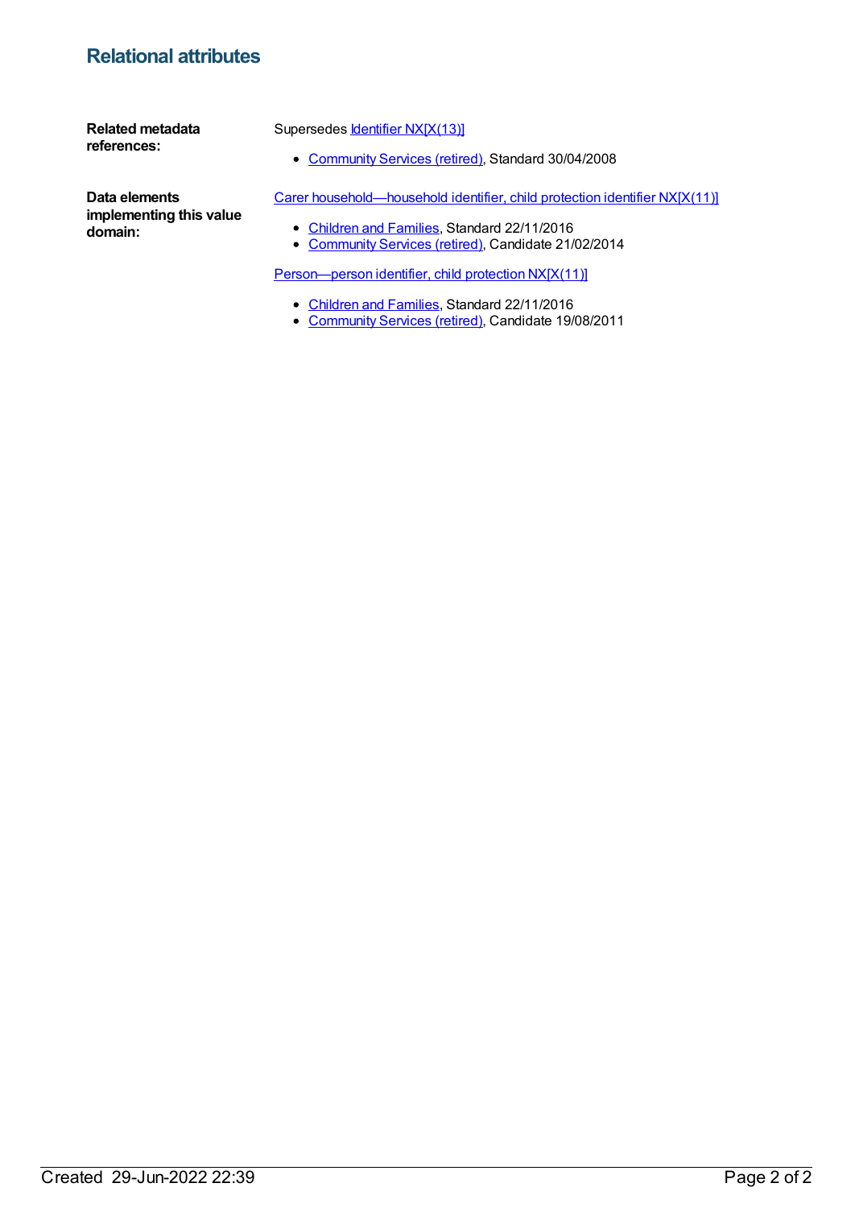## Relational attributes

**Related metadata references:**

Supersedes Identifier NX[X(13)]

- Community Services (retired), Standard 30/04/2008

**Data elements implementing this value domain:**

Carer household—household identifier, child protection identifier NX[X(11)]

- Children and Families, Standard 22/11/2016
- Community Services (retired), Candidate 21/02/2014

Person—person identifier, child protection NX[X(11)]

- Children and Families, Standard 22/11/2016
- Community Services (retired), Candidate 19/08/2011